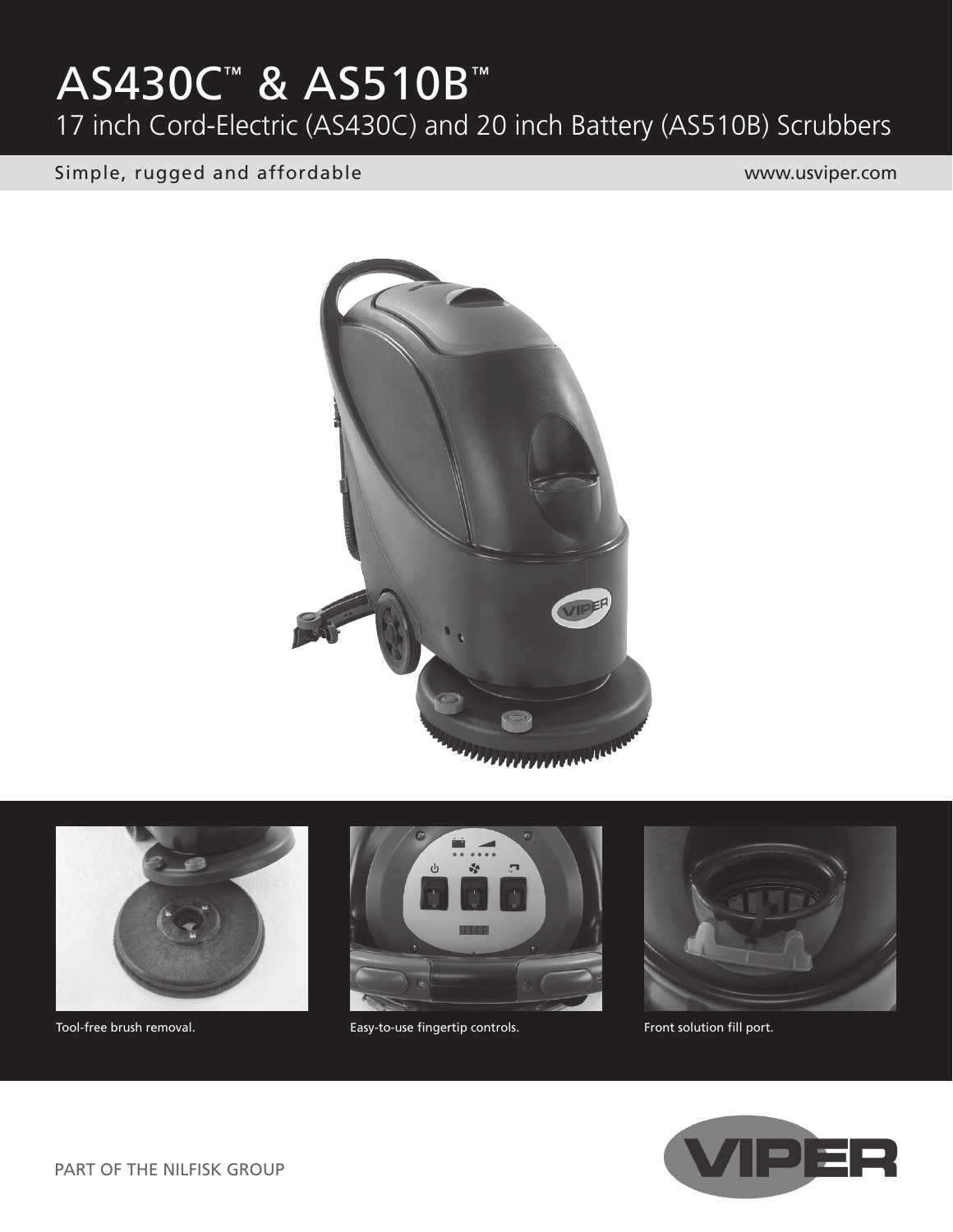# AS430C™ & AS510B™

## 17 inch Cord-Electric (AS430C) and 20 inch Battery (AS510B) Scrubbers

Simple, rugged and affordable

www.usviper.com

Tool-free brush removal.

Easy-to-use fingertip controls.

Front solution fill port.

PART OF THE NILFISK GROUP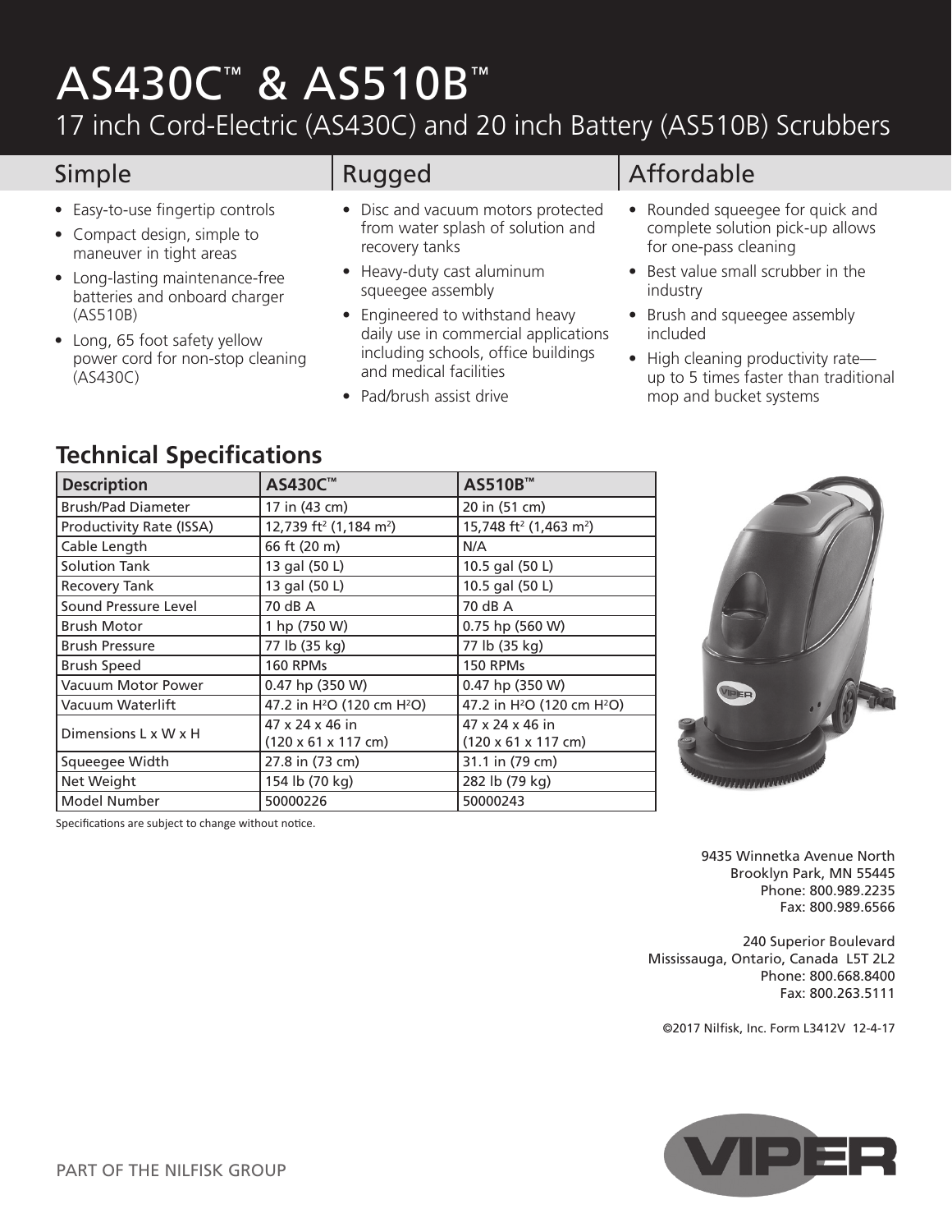# AS430C™ & AS510B™

## 17 inch Cord-Electric (AS430C) and 20 inch Battery (AS510B) Scrubbers

### Simple

- Easy-to-use fingertip controls
- Compact design, simple to maneuver in tight areas
- Long-lasting maintenance-free batteries and onboard charger (AS510B)
- Long, 65 foot safety yellow power cord for non-stop cleaning (AS430C)

### Rugged

- Disc and vacuum motors protected from water splash of solution and recovery tanks
- Heavy-duty cast aluminum squeegee assembly
- Engineered to withstand heavy daily use in commercial applications including schools, office buildings and medical facilities
- Pad/brush assist drive

### Affordable

- Rounded squeegee for quick and complete solution pick-up allows for one-pass cleaning
- Best value small scrubber in the industry
- Brush and squeegee assembly included
- High cleaning productivity rate—up to 5 times faster than traditional mop and bucket systems

## Technical Specifications

| Description | AS430C™ | AS510B™ |
|---|---|---|
| Brush/Pad Diameter | 17 in (43 cm) | 20 in (51 cm) |
| Productivity Rate (ISSA) | 12,739 $ft^2$ (1,184 $m^2$) | 15,748 $ft^2$ (1,463 $m^2$) |
| Cable Length | 66 ft (20 m) | N/A |
| Solution Tank | 13 gal (50 L) | 10.5 gal (50 L) |
| Recovery Tank | 13 gal (50 L) | 10.5 gal (50 L) |
| Sound Pressure Level | 70 dB A | 70 dB A |
| Brush Motor | 1 hp (750 W) | 0.75 hp (560 W) |
| Brush Pressure | 77 lb (35 kg) | 77 lb (35 kg) |
| Brush Speed | 160 RPMs | 150 RPMs |
| Vacuum Motor Power | 0.47 hp (350 W) | 0.47 hp (350 W) |
| Vacuum Waterlift | 47.2 in $H^2O$ (120 cm $H^2O$) | 47.2 in $H^2O$ (120 cm $H^2O$) |
| Dimensions L x W x H | 47 x 24 x 46 in (120 x 61 x 117 cm) | 47 x 24 x 46 in (120 x 61 x 117 cm) |
| Squeegee Width | 27.8 in (73 cm) | 31.1 in (79 cm) |
| Net Weight | 154 lb (70 kg) | 282 lb (79 kg) |
| Model Number | 50000226 | 50000243 |

Specifications are subject to change without notice.

9435 Winnetka Avenue North
Brooklyn Park, MN 55445
Phone: 800.989.2235
Fax: 800.989.6566

240 Superior Boulevard
Mississauga, Ontario, Canada L5T 2L2
Phone: 800.668.8400
Fax: 800.263.5111

©2017 Nilfisk, Inc. Form L3412V 12-4-17

PART OF THE NILFISK GROUP

VIPER